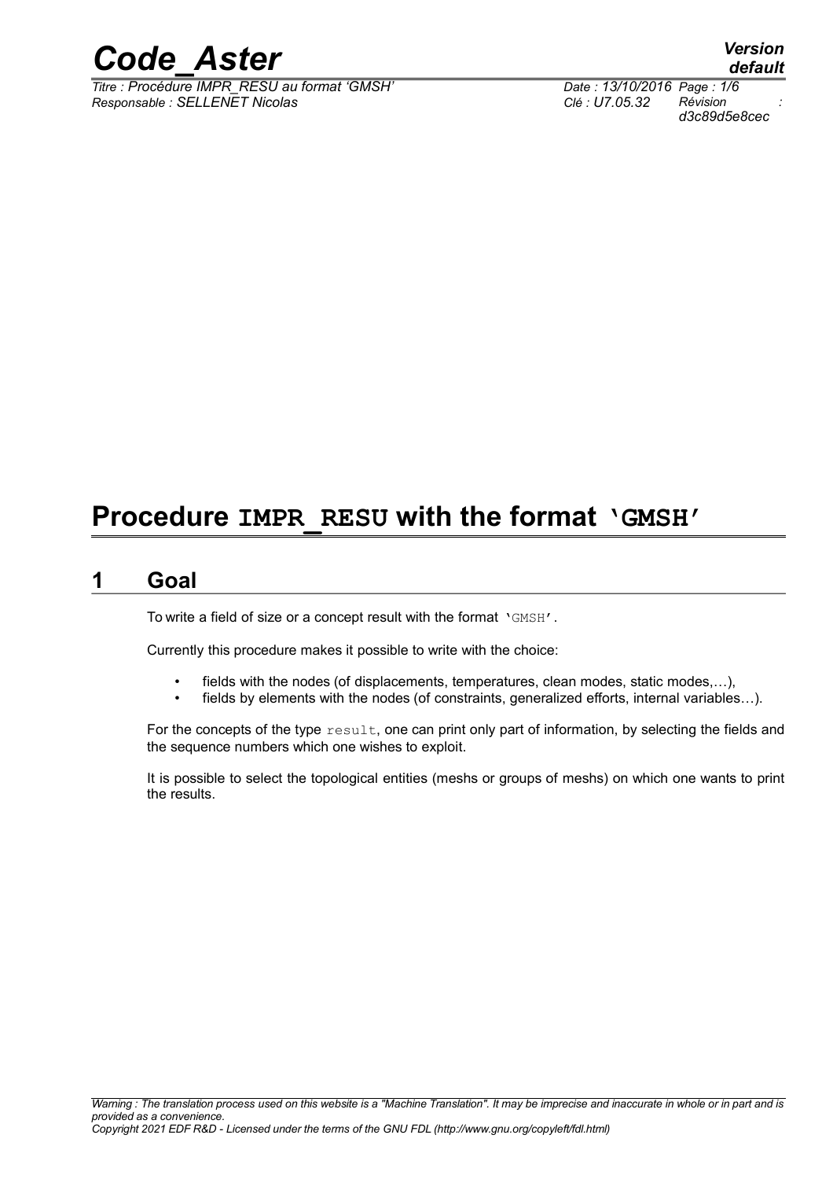# Procedure IMPR_RESU with the format 'GMSH'

## 1 Goal

To write a field of size or a concept result with the format 'GMSH'.

Currently this procedure makes it possible to write with the choice:

- fields with the nodes (of displacements, temperatures, clean modes, static modes,…),
- fields by elements with the nodes (of constraints, generalized efforts, internal variables…).

For the concepts of the type result, one can print only part of information, by selecting the fields and the sequence numbers which one wishes to exploit.

It is possible to select the topological entities (meshs or groups of meshs) on which one wants to print the results.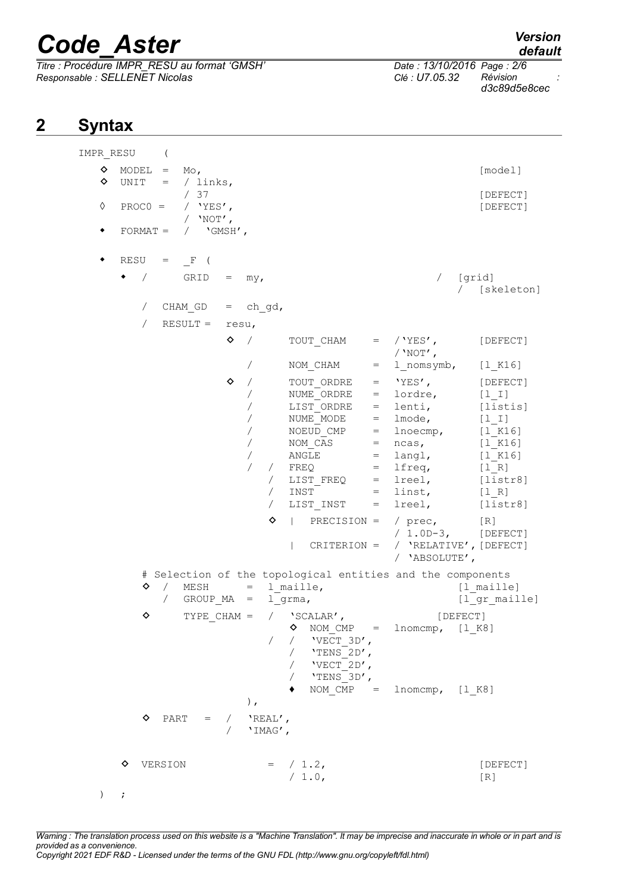## 2 Syntax

```
IMPR_RESU     (
   ◊  MODEL  =  Mo,                                                  [model]
   ◊  UNIT   =  / links,
                / 37                                                 [DEFECT]
   ◊  PROC0 =   / 'YES',                                             [DEFECT]
                / 'NOT',
   ♦  FORMAT =  /  'GMSH',

   ♦  RESU   =  _F (
      ♦  /      GRID   =  my,                                  /  [grid]
                                                                  /  [skeleton]
         /   CHAM_GD   =  ch_gd,

         /   RESULT =   resu,
                       ◊  /      TOUT_CHAM     =  /'YES',        [DEFECT]
                                                  /'NOT',
                          /      NOM_CHAM      =  l_nomsymb,     [l_K16]

                       ◊  /      TOUT_ORDRE    =  'YES',         [DEFECT]
                          /      NUME_ORDRE    =  lordre,        [l_I]
                          /      LIST_ORDRE    =  lenti,         [listis]
                          /      NUME_MODE     =  lmode,         [l_I]
                          /      NOEUD_CMP     =  lnoecmp,       [l_K16]
                          /      NOM_CAS       =  ncas,          [l_K16]
                          /      ANGLE         =  langl,         [l_K16]
                          /   /  FREQ          =  lfreq,         [l_R]
                              /  LIST_FREQ     =  lreel,         [listr8]
                              /  INST          =  linst,         [l_R]
                              /  LIST_INST     =  lreel,         [listr8]

                              ◊  |  PRECISION =  / prec,         [R]
                                                 / 1.0D-3,       [DEFECT]
                                 |  CRITERION =  / 'RELATIVE',   [DEFECT]
                                                 / 'ABSOLUTE',

         # Selection of the topological entities and the components
         ◊  /   MESH       =  l_maille,                         [l_maille]
            /   GROUP_MA   =  l_grma,                           [l_gr_maille]

         ◊      TYPE_CHAM =   /   'SCALAR',                 [DEFECT]
                                  ◊  NOM_CMP   =  lnomcmp,  [l_K8]
                              /   /  'VECT_3D',
                                  /  'TENS_2D',
                                  /  'VECT_2D',
                                  /  'TENS_3D',
                                  ♦  NOM_CMP   =  lnomcmp,  [l_K8]
                         ),

         ◊  PART    =   /   'REAL',
                        /   'IMAG',


      ◊  VERSION              =  / 1.2,                              [DEFECT]
                                 / 1.0,                              [R]
   )  ;
```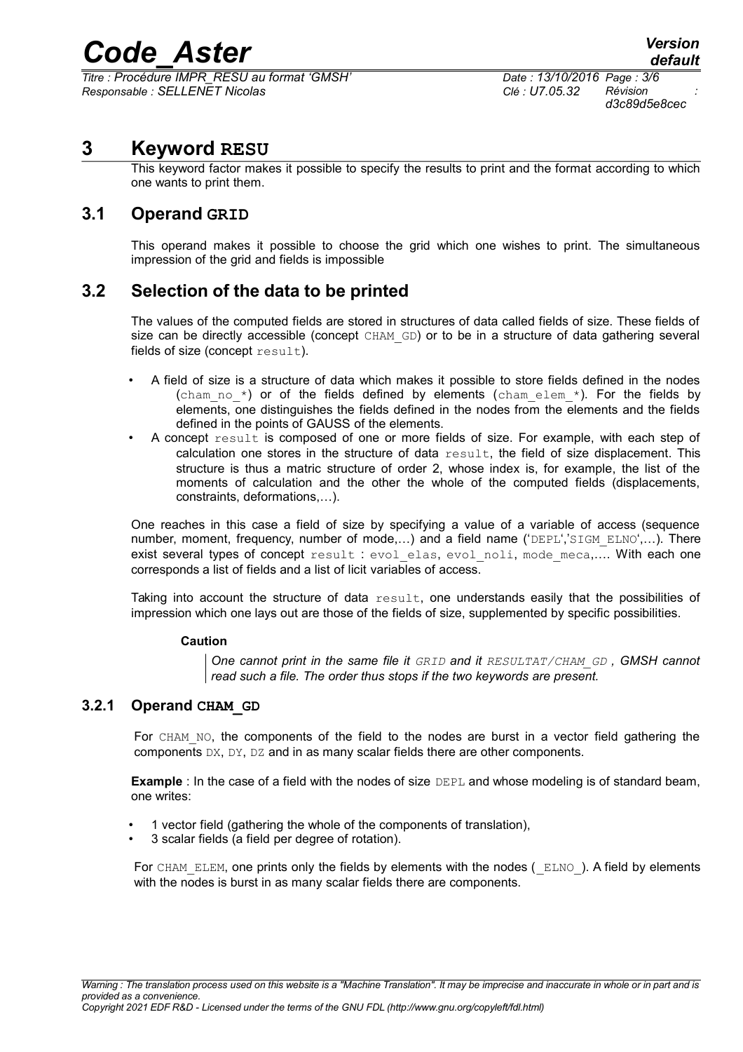# 3 Keyword RESU

This keyword factor makes it possible to specify the results to print and the format according to which one wants to print them.

## 3.1 Operand GRID

This operand makes it possible to choose the grid which one wishes to print. The simultaneous impression of the grid and fields is impossible

## 3.2 Selection of the data to be printed

The values of the computed fields are stored in structures of data called fields of size. These fields of size can be directly accessible (concept `CHAM_GD`) or to be in a structure of data gathering several fields of size (concept `result`).

- A field of size is a structure of data which makes it possible to store fields defined in the nodes (`cham_no_*`) or of the fields defined by elements (`cham_elem_*`). For the fields by elements, one distinguishes the fields defined in the nodes from the elements and the fields defined in the points of GAUSS of the elements.
- A concept `result` is composed of one or more fields of size. For example, with each step of calculation one stores in the structure of data `result`, the field of size displacement. This structure is thus a matric structure of order 2, whose index is, for example, the list of the moments of calculation and the other the whole of the computed fields (displacements, constraints, deformations,…).

One reaches in this case a field of size by specifying a value of a variable of access (sequence number, moment, frequency, number of mode,…) and a field name ('`DEPL`','`SIGM_ELNO`',…). There exist several types of concept `result` : `evol_elas`, `evol_noli`, `mode_meca`,…. With each one corresponds a list of fields and a list of licit variables of access.

Taking into account the structure of data `result`, one understands easily that the possibilities of impression which one lays out are those of the fields of size, supplemented by specific possibilities.

**Caution**

> *One cannot print in the same file it `GRID` and it `RESULTAT/CHAM_GD` , GMSH cannot read such a file. The order thus stops if the two keywords are present.*

### 3.2.1 Operand CHAM_GD

For `CHAM_NO`, the components of the field to the nodes are burst in a vector field gathering the components `DX`, `DY`, `DZ` and in as many scalar fields there are other components.

**Example** : In the case of a field with the nodes of size `DEPL` and whose modeling is of standard beam, one writes:

- 1 vector field (gathering the whole of the components of translation),
- 3 scalar fields (a field per degree of rotation).

For `CHAM_ELEM`, one prints only the fields by elements with the nodes (`_ELNO_`). A field by elements with the nodes is burst in as many scalar fields there are components.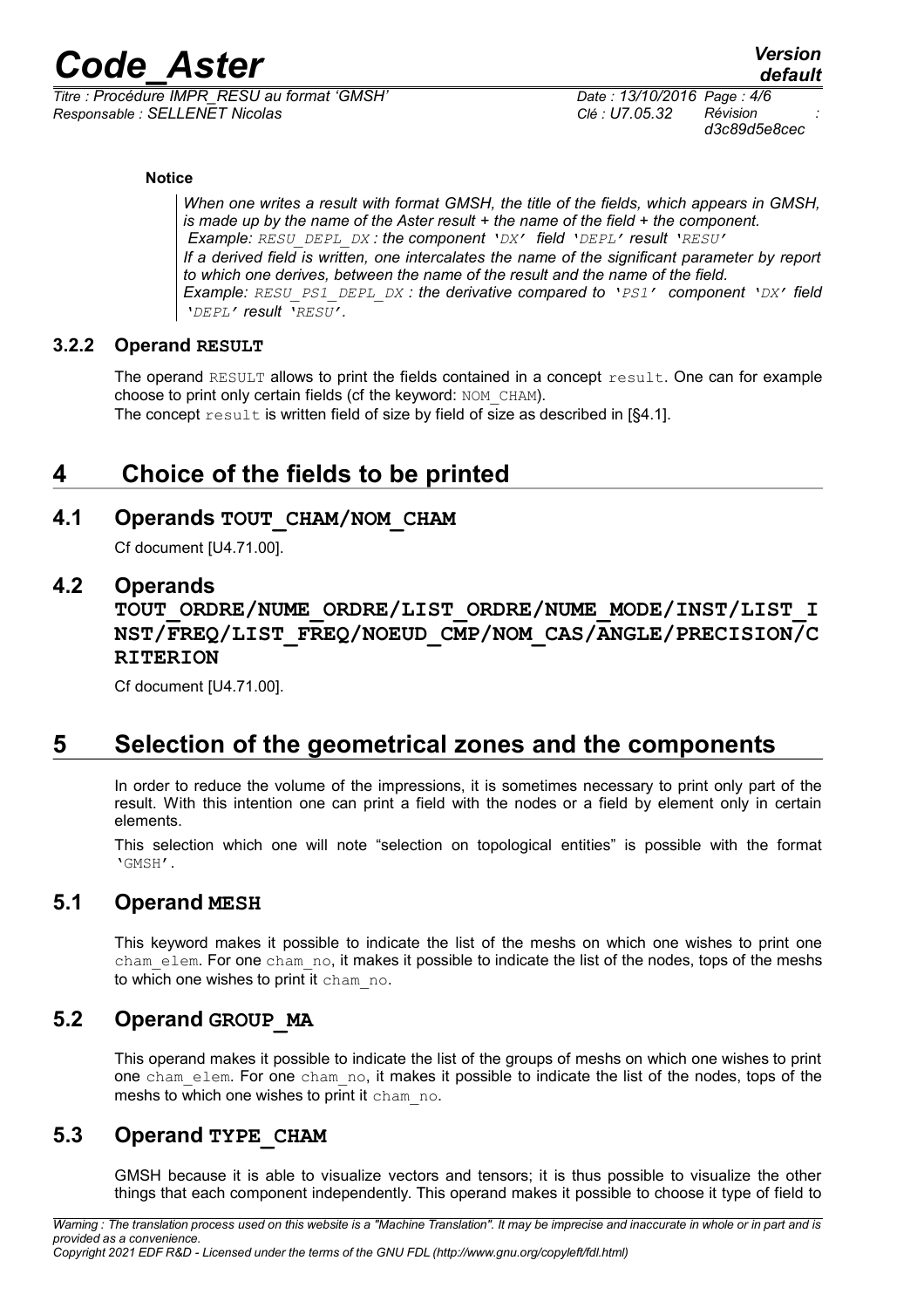**Notice**

> *When one writes a result with format GMSH, the title of the fields, which appears in GMSH, is made up by the name of the Aster result + the name of the field + the component.*
> *Example: `RESU_DEPL_DX` : the component `'DX'` field `'DEPL'` result `'RESU'`*
> *If a derived field is written, one intercalates the name of the significant parameter by report to which one derives, between the name of the result and the name of the field.*
> *Example: `RESU_PS1_DEPL_DX` : the derivative compared to `'PS1'` component `'DX'` field `'DEPL'` result `'RESU'`.*

### 3.2.2 Operand RESULT

The operand `RESULT` allows to print the fields contained in a concept `result`. One can for example choose to print only certain fields (cf the keyword: `NOM_CHAM`).
The concept `result` is written field of size by field of size as described in [§4.1].

# 4 Choice of the fields to be printed

## 4.1 Operands TOUT_CHAM/NOM_CHAM

Cf document [U4.71.00].

## 4.2 Operands TOUT_ORDRE/NUME_ORDRE/LIST_ORDRE/NUME_MODE/INST/LIST_INST/FREQ/LIST_FREQ/NOEUD_CMP/NOM_CAS/ANGLE/PRECISION/CRITERION

Cf document [U4.71.00].

# 5 Selection of the geometrical zones and the components

In order to reduce the volume of the impressions, it is sometimes necessary to print only part of the result. With this intention one can print a field with the nodes or a field by element only in certain elements.

This selection which one will note "selection on topological entities" is possible with the format `'GMSH'`.

## 5.1 Operand MESH

This keyword makes it possible to indicate the list of the meshs on which one wishes to print one `cham_elem`. For one `cham_no`, it makes it possible to indicate the list of the nodes, tops of the meshs to which one wishes to print it `cham_no`.

## 5.2 Operand GROUP_MA

This operand makes it possible to indicate the list of the groups of meshs on which one wishes to print one `cham_elem`. For one `cham_no`, it makes it possible to indicate the list of the nodes, tops of the meshs to which one wishes to print it `cham_no`.

## 5.3 Operand TYPE_CHAM

GMSH because it is able to visualize vectors and tensors; it is thus possible to visualize the other things that each component independently. This operand makes it possible to choose it type of field to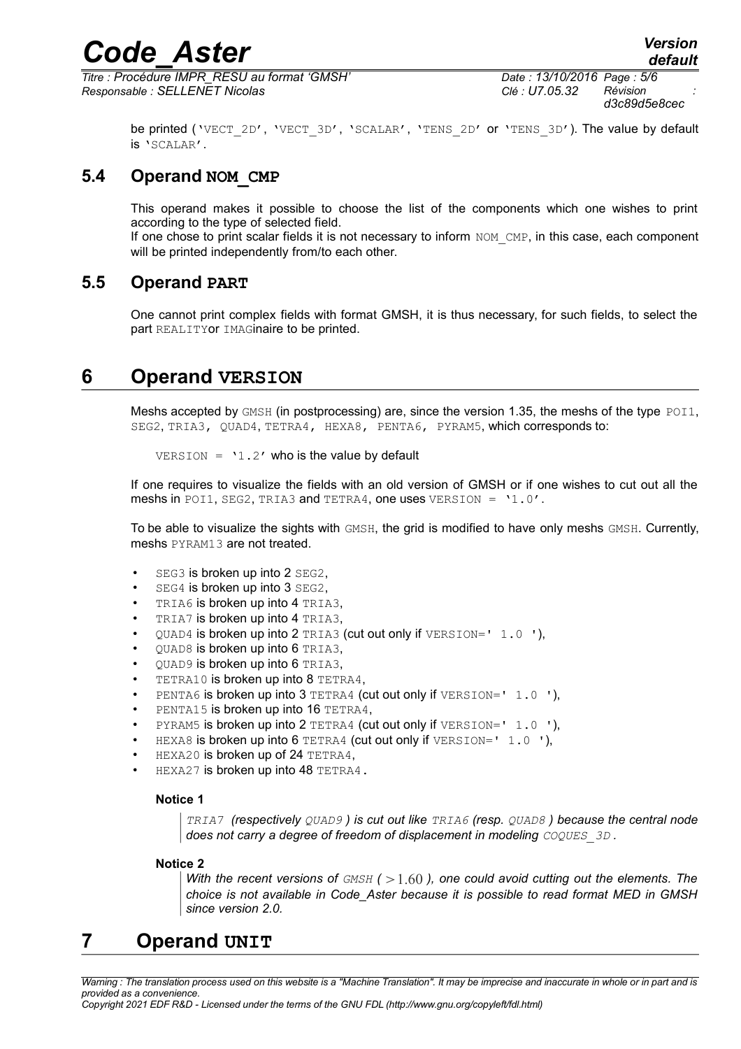be printed ('VECT_2D', 'VECT_3D', 'SCALAR', 'TENS_2D' or 'TENS_3D'). The value by default is 'SCALAR'.

### 5.4 Operand NOM_CMP

This operand makes it possible to choose the list of the components which one wishes to print according to the type of selected field.
If one chose to print scalar fields it is not necessary to inform NOM_CMP, in this case, each component will be printed independently from/to each other.

### 5.5 Operand PART

One cannot print complex fields with format GMSH, it is thus necessary, for such fields, to select the part REALITYor IMAGinaire to be printed.

## 6 Operand VERSION

Meshs accepted by GMSH (in postprocessing) are, since the version 1.35, the meshs of the type POI1, SEG2, TRIA3, QUAD4, TETRA4, HEXA8, PENTA6, PYRAM5, which corresponds to:

VERSION = '1.2' who is the value by default

If one requires to visualize the fields with an old version of GMSH or if one wishes to cut out all the meshs in POI1, SEG2, TRIA3 and TETRA4, one uses VERSION = '1.0'.

To be able to visualize the sights with GMSH, the grid is modified to have only meshs GMSH. Currently, meshs PYRAM13 are not treated.

- SEG3 is broken up into 2 SEG2,
- SEG4 is broken up into 3 SEG2,
- TRIA6 is broken up into 4 TRIA3,
- TRIA7 is broken up into 4 TRIA3,
- QUAD4 is broken up into 2 TRIA3 (cut out only if VERSION=' 1.0 '),
- QUAD8 is broken up into 6 TRIA3,
- QUAD9 is broken up into 6 TRIA3,
- TETRA10 is broken up into 8 TETRA4,
- PENTA6 is broken up into 3 TETRA4 (cut out only if VERSION=' 1.0 '),
- PENTA15 is broken up into 16 TETRA4,
- PYRAM5 is broken up into 2 TETRA4 (cut out only if VERSION=' 1.0 '),
- HEXA8 is broken up into 6 TETRA4 (cut out only if VERSION=' 1.0 '),
- HEXA20 is broken up of 24 TETRA4,
- HEXA27 is broken up into 48 TETRA4.

**Notice 1**

*TRIA7 (respectively QUAD9 ) is cut out like TRIA6 (resp. QUAD8 ) because the central node does not carry a degree of freedom of displacement in modeling COQUES_3D .*

**Notice 2**

*With the recent versions of GMSH ( $>1.60$ ), one could avoid cutting out the elements. The choice is not available in Code_Aster because it is possible to read format MED in GMSH since version 2.0.*

## 7 Operand UNIT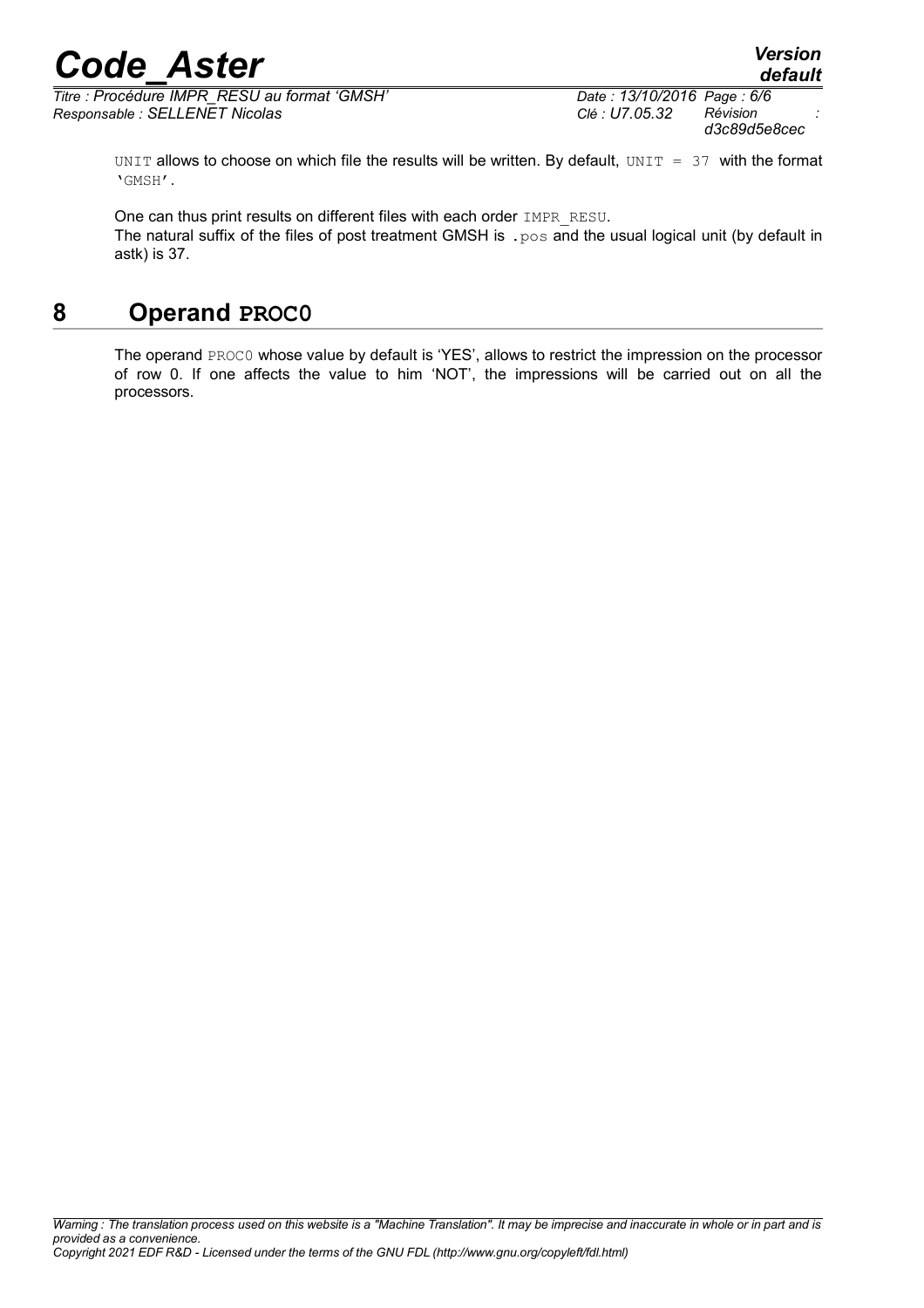UNIT allows to choose on which file the results will be written. By default, UNIT = 37 with the format 'GMSH'.

One can thus print results on different files with each order IMPR_RESU.
The natural suffix of the files of post treatment GMSH is .pos and the usual logical unit (by default in astk) is 37.

# 8 Operand PROC0

The operand PROC0 whose value by default is 'YES', allows to restrict the impression on the processor of row 0. If one affects the value to him 'NOT', the impressions will be carried out on all the processors.